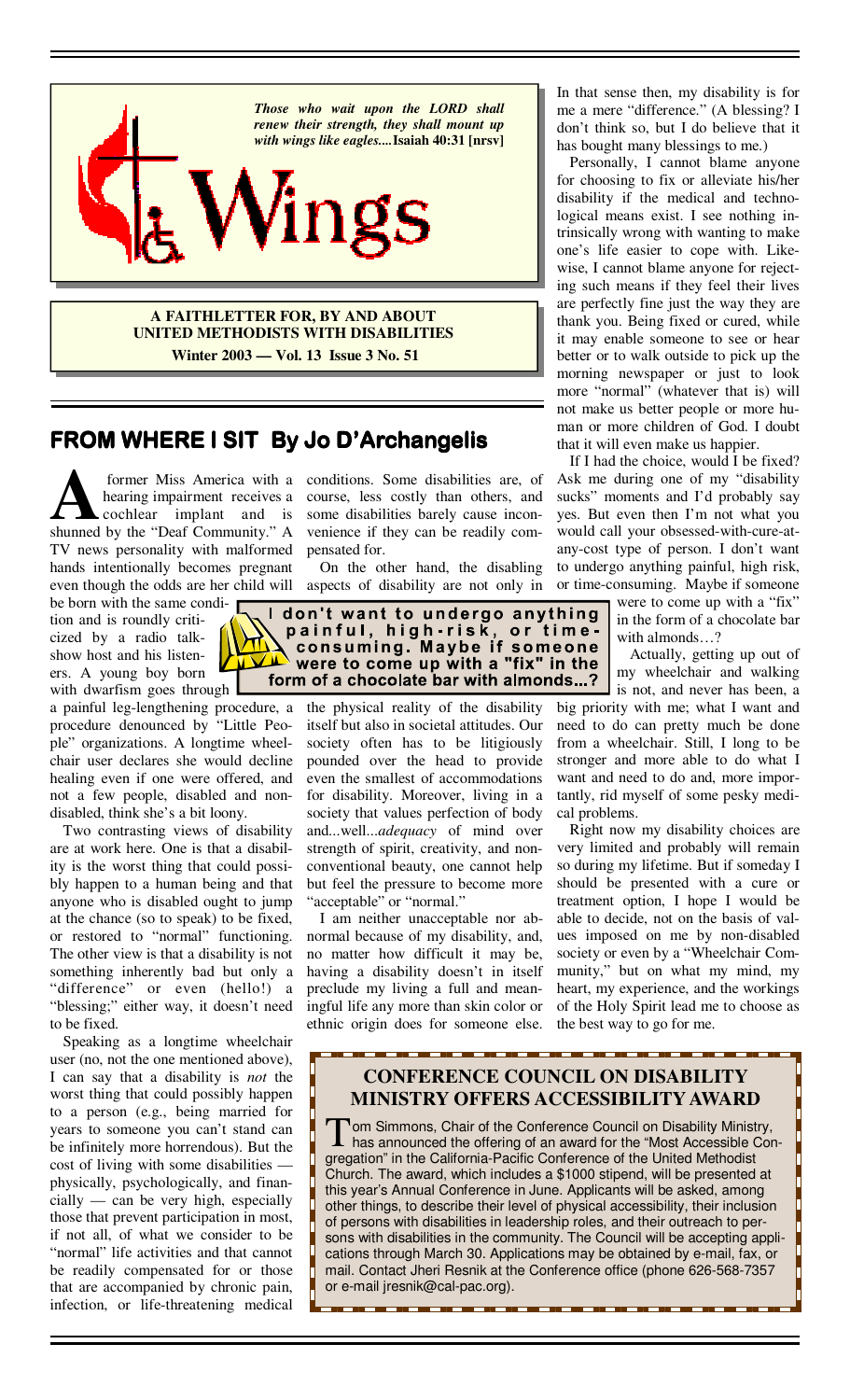*Those who wait upon the LORD shall renew their strength, they shall mount up with wings like eagles....* **Isaiah 40:31 [nrsv]**

# Wings

**A FAITHLETTER FOR, BY AND ABOUT UNITED METHODISTS WITH DISABILITIES**

**Winter 2003 — Vol. 13 Issue 3 No. 51**

## FROM WHERE I SIT By Jo D'Archangelis

A former Miss America with a hearing impairment receives a cochlear implant and is shunned by the "Deaf Community." A TV news personality with malformed hands intentionally becomes pregnant even though the odds are her child will be born with the same condition and is roundly criticized by a radio talk-show host and his listeners. A young boy born with dwarfism goes through a painful leg-lengthening procedure, a procedure denounced by "Little People" organizations. A longtime wheelchair user declares she would decline healing even if one were offered, and not a few people, disabled and non-disabled, think she's a bit loony.

Two contrasting views of disability are at work here. One is that a disability is the worst thing that could possibly happen to a human being and that anyone who is disabled ought to jump at the chance (so to speak) to be fixed, or restored to "normal" functioning. The other view is that a disability is not something inherently bad but only a "difference" or even (hello!) a "blessing;" either way, it doesn't need to be fixed.

Speaking as a longtime wheelchair user (no, not the one mentioned above), I can say that a disability is *not* the worst thing that could possibly happen to a person (e.g., being married for years to someone you can't stand can be infinitely more horrendous). But the cost of living with some disabilities — physically, psychologically, and financially — can be very high, especially those that prevent participation in most, if not all, of what we consider to be "normal" life activities and that cannot be readily compensated for or those that are accompanied by chronic pain, infection, or life-threatening medical conditions. Some disabilities are, of course, less costly than others, and some disabilities barely cause inconvenience if they can be readily compensated for.

On the other hand, the disabling aspects of disability are not only in the physical reality of the disability itself but also in societal attitudes. Our society often has to be litigiously pounded over the head to provide even the smallest of accommodations for disability. Moreover, living in a society that values perfection of body and...well...*adequacy* of mind over strength of spirit, creativity, and non-conventional beauty, one cannot help but feel the pressure to become more "acceptable" or "normal."

I am neither unacceptable nor abnormal because of my disability, and, no matter how difficult it may be, having a disability doesn't in itself preclude my living a full and meaningful life any more than skin color or ethnic origin does for someone else. In that sense then, my disability is for me a mere "difference." (A blessing? I don't think so, but I do believe that it has bought many blessings to me.)

Personally, I cannot blame anyone for choosing to fix or alleviate his/her disability if the medical and technological means exist. I see nothing intrinsically wrong with wanting to make one's life easier to cope with. Likewise, I cannot blame anyone for rejecting such means if they feel their lives are perfectly fine just the way they are thank you. Being fixed or cured, while it may enable someone to see or hear better or to walk outside to pick up the morning newspaper or just to look more "normal" (whatever that is) will not make us better people or more human or more children of God. I doubt that it will even make us happier.

If I had the choice, would I be fixed? Ask me during one of my "disability sucks" moments and I'd probably say yes. But even then I'm not what you would call your obsessed-with-cure-at-any-cost type of person. I don't want to undergo anything painful, high risk, or time-consuming. Maybe if someone were to come up with a "fix" in the form of a chocolate bar with almonds…?

**I don't want to undergo anything painful, high-risk, or time-consuming. Maybe if someone were to come up with a "fix" in the form of a chocolate bar with almonds...?**

Actually, getting up out of my wheelchair and walking is not, and never has been, a big priority with me; what I want and need to do can pretty much be done from a wheelchair. Still, I long to be stronger and more able to do what I want and need to do and, more importantly, rid myself of some pesky medical problems.

Right now my disability choices are very limited and probably will remain so during my lifetime. But if someday I should be presented with a cure or treatment option, I hope I would be able to decide, not on the basis of values imposed on me by non-disabled society or even by a "Wheelchair Community," but on what my mind, my heart, my experience, and the workings of the Holy Spirit lead me to choose as the best way to go for me.

## CONFERENCE COUNCIL ON DISABILITY MINISTRY OFFERS ACCESSIBILITY AWARD

Tom Simmons, Chair of the Conference Council on Disability Ministry, has announced the offering of an award for the "Most Accessible Congregation" in the California-Pacific Conference of the United Methodist Church. The award, which includes a $1000 stipend, will be presented at this year's Annual Conference in June. Applicants will be asked, among other things, to describe their level of physical accessibility, their inclusion of persons with disabilities in leadership roles, and their outreach to persons with disabilities in the community. The Council will be accepting applications through March 30. Applications may be obtained by e-mail, fax, or mail. Contact Jheri Resnik at the Conference office (phone 626-568-7357 or e-mail jresnik@cal-pac.org).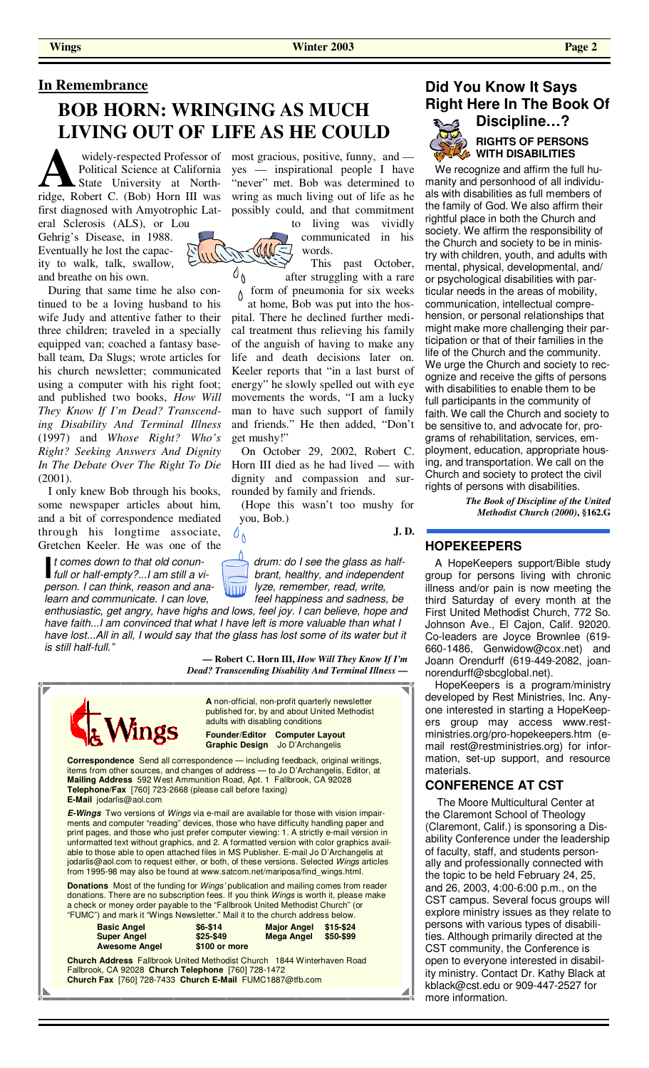## In Remembrance

# BOB HORN: WRINGING AS MUCH LIVING OUT OF LIFE AS HE COULD

A widely-respected Professor of Political Science at California State University at Northridge, Robert C. (Bob) Horn III was first diagnosed with Amyotrophic Lateral Sclerosis (ALS), or Lou Gehrig's Disease, in 1988. Eventually he lost the capacity to walk, talk, swallow, and breathe on his own.

During that same time he also continued to be a loving husband to his wife Judy and attentive father to their three children; traveled in a specially equipped van; coached a fantasy baseball team, Da Slugs; wrote articles for his church newsletter; communicated using a computer with his right foot; and published two books, *How Will They Know If I'm Dead? Transcending Disability And Terminal Illness* (1997) and *Whose Right? Who's Right? Seeking Answers And Dignity In The Debate Over The Right To Die* (2001).

I only knew Bob through his books, some newspaper articles about him, and a bit of correspondence mediated through his longtime associate, Gretchen Keeler. He was one of the most gracious, positive, funny, and — yes — inspirational people I have "never" met. Bob was determined to wring as much living out of life as he possibly could, and that commitment to living was vividly communicated in his words.

This past October, after struggling with a rare form of pneumonia for six weeks at home, Bob was put into the hospital. There he declined further medical treatment thus relieving his family of the anguish of having to make any life and death decisions later on. Keeler reports that "in a last burst of energy" he slowly spelled out with eye movements the words, "I am a lucky man to have such support of family and friends." He then added, "Don't get mushy!"

On October 29, 2002, Robert C. Horn III died as he had lived — with dignity and compassion and surrounded by family and friends.

(Hope this wasn't too mushy for you, Bob.)

**J. D.**

*"It comes down to that old conundrum: do I see the glass as half-full or half-empty?...I am still a vibrant, healthy, and independent person. I can think, reason and analyze, remember, read, write, learn and communicate. I can love, feel happiness and sadness, be enthusiastic, get angry, have highs and lows, feel joy. I can believe, hope and have faith...I am convinced that what I have left is more valuable than what I have lost...All in all, I would say that the glass has lost some of its water but it is still half-full."*

**— Robert C. Horn III, *How Will They Know If I'm Dead? Transcending Disability And Terminal Illness* —**

**Wings**

**A** non-official, non-profit quarterly newsletter published for, by and about United Methodist adults with disabling conditions

**Founder/Editor Computer Layout Graphic Design** Jo D'Archangelis

**Correspondence** Send all correspondence — including feedback, original writings, items from other sources, and changes of address — to Jo D'Archangelis, Editor, at **Mailing Address** 592 West Ammunition Road, Apt. 1 Fallbrook, CA 92028 **Telephone/Fax** [760] 723-2668 (please call before faxing) **E-Mail** jodarlis@aol.com

***E-Wings*** Two versions of *Wings* via e-mail are available for those with vision impairments and computer "reading" devices, those who have difficulty handling paper and print pages, and those who just prefer computer viewing: 1. A strictly e-mail version in unformatted text without graphics, and 2. A formatted version with color graphics available to those able to open attached files in MS Publisher. E-mail Jo D'Archangelis at jodarlis@aol.com to request either, or both, of these versions. Selected *Wings* articles from 1995-98 may also be found at www.satcom.net/mariposa/find_wings.html.

**Donations** Most of the funding for *Wings'* publication and mailing comes from reader donations. There are no subscription fees. If you think *Wings* is worth it, please make a check or money order payable to the "Fallbrook United Methodist Church" (or "FUMC") and mark it "Wings Newsletter." Mail it to the church address below.

| | | | |
|---|---|---|---|
| **Basic Angel** | $6-$14 | **Major Angel** | $15-$24 |
| **Super Angel** | $25-$49 | **Mega Angel** | $50-$99 |
| **Awesome Angel** | $100 or more | | |

**Church Address** Fallbrook United Methodist Church 1844 Winterhaven Road Fallbrook, CA 92028 **Church Telephone** [760] 728-1472 **Church Fax** [760] 728-7433 **Church E-Mail** FUMC1887@tfb.com

## Did You Know It Says Right Here In The Book Of Discipline…?

### RIGHTS OF PERSONS WITH DISABILITIES

We recognize and affirm the full humanity and personhood of all individuals with disabilities as full members of the family of God. We also affirm their rightful place in both the Church and society. We affirm the responsibility of the Church and society to be in ministry with children, youth, and adults with mental, physical, developmental, and/or psychological disabilities with particular needs in the areas of mobility, communication, intellectual comprehension, or personal relationships that might make more challenging their participation or that of their families in the life of the Church and the community. We urge the Church and society to recognize and receive the gifts of persons with disabilities to enable them to be full participants in the community of faith. We call the Church and society to be sensitive to, and advocate for, programs of rehabilitation, services, employment, education, appropriate housing, and transportation. We call on the Church and society to protect the civil rights of persons with disabilities.

***The Book of Discipline of the United Methodist Church (2000)*, §162.G**

## HOPEKEEPERS

A HopeKeepers support/Bible study group for persons living with chronic illness and/or pain is now meeting the third Saturday of every month at the First United Methodist Church, 772 So. Johnson Ave., El Cajon, Calif. 92020. Co-leaders are Joyce Brownlee (619-660-1486, Genwidow@cox.net) and Joann Orendurff (619-449-2082, joannorendurff@sbcglobal.net).

HopeKeepers is a program/ministry developed by Rest Ministries, Inc. Anyone interested in starting a HopeKeepers group may access www.restministries.org/pro-hopekeepers.htm (e-mail rest@restministries.org) for information, set-up support, and resource materials.

## CONFERENCE AT CST

The Moore Multicultural Center at the Claremont School of Theology (Claremont, Calif.) is sponsoring a Disability Conference under the leadership of faculty, staff, and students personally and professionally connected with the topic to be held February 24, 25, and 26, 2003, 4:00-6:00 p.m., on the CST campus. Several focus groups will explore ministry issues as they relate to persons with various types of disabilities. Although primarily directed at the CST community, the Conference is open to everyone interested in disability ministry. Contact Dr. Kathy Black at kblack@cst.edu or 909-447-2527 for more information.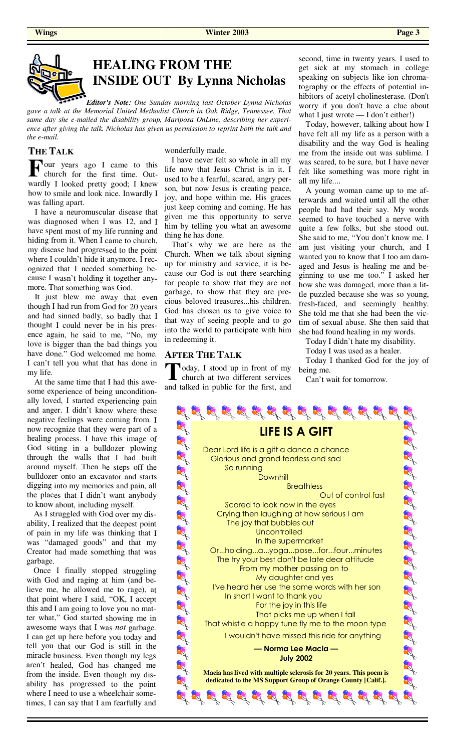# HEALING FROM THE INSIDE OUT By Lynna Nicholas

*Editor's Note: One Sunday morning last October Lynna Nicholas gave a talk at the Memorial United Methodist Church in Oak Ridge, Tennessee. That same day she e-mailed the disability group, Mariposa OnLine, describing her experience after giving the talk. Nicholas has given us permission to reprint both the talk and the e-mail.*

## THE TALK

Four years ago I came to this church for the first time. Outwardly I looked pretty good; I knew how to smile and look nice. Inwardly I was falling apart.

I have a neuromuscular disease that was diagnosed when I was 12, and I have spent most of my life running and hiding from it. When I came to church, my disease had progressed to the point where I couldn't hide it anymore. I recognized that I needed something because I wasn't holding it together anymore. That something was God.

It just blew me away that even though I had run from God for 20 years and had sinned badly, so badly that I thought I could never be in his presence again, he said to me, "No, my love is bigger than the bad things you have done." God welcomed me home. I can't tell you what that has done in my life.

At the same time that I had this awesome experience of being unconditionally loved, I started experiencing pain and anger. I didn't know where these negative feelings were coming from. I now recognize that they were part of a healing process. I have this image of God sitting in a bulldozer plowing through the walls that I had built around myself. Then he steps off the bulldozer onto an excavator and starts digging into my memories and pain, all the places that I didn't want anybody to know about, including myself.

As I struggled with God over my disability, I realized that the deepest point of pain in my life was thinking that I was "damaged goods" and that my Creator had made something that was garbage.

Once I finally stopped struggling with God and raging at him (and believe me, he allowed me to rage), at that point where I said, "OK, I accept this and I am going to love you no matter what," God started showing me in awesome ways that I was *not* garbage. I can get up here before you today and tell you that our God is still in the miracle business. Even though my legs aren't healed, God has changed me from the inside. Even though my disability has progressed to the point where I need to use a wheelchair sometimes, I can say that I am fearfully and wonderfully made.

I have never felt so whole in all my life now that Jesus Christ is in it. I used to be a fearful, scared, angry person, but now Jesus is creating peace, joy, and hope within me. His graces just keep coming and coming. He has given me this opportunity to serve him by telling you what an awesome thing he has done.

That's why we are here as the Church. When we talk about signing up for ministry and service, it is because our God is out there searching for people to show that they are not garbage, to show that they are precious beloved treasures...his children. God has chosen us to give voice to that way of seeing people and to go into the world to participate with him in redeeming it.

## AFTER THE TALK

Today, I stood up in front of my church at two different services and talked in public for the first, and second, time in twenty years. I used to get sick at my stomach in college speaking on subjects like ion chromatography or the effects of potential inhibitors of acetyl cholinesterase. (Don't worry if you don't have a clue about what I just wrote — I don't either!)

Today, however, talking about how I have felt all my life as a person with a disability and the way God is healing me from the inside out was sublime. I was scared, to be sure, but I have never felt like something was more right in all my life....

A young woman came up to me afterwards and waited until all the other people had had their say. My words seemed to have touched a nerve with quite a few folks, but she stood out. She said to me, "You don't know me. I am just visiting your church, and I wanted you to know that I too am damaged and Jesus is healing me and beginning to use me too." I asked her how she was damaged, more than a little puzzled because she was so young, fresh-faced, and seemingly healthy. She told me that she had been the victim of sexual abuse. She then said that she had found healing in my words.

Today I didn't hate my disability.

Today I was used as a healer.

Today I thanked God for the joy of being me.

Can't wait for tomorrow.

## LIFE IS A GIFT

Dear Lord life is a gift a dance a chance
Glorious and grand fearless and sad
So running
Downhill
Breathless
Out of control fast
Scared to look now in the eyes
Crying then laughing at how serious I am
The joy that bubbles out
Uncontrolled
In the supermarket
Or...holding...a...yoga...pose...for...four...minutes
The try your best don't be late dear attitude
From my mother passing on to
My daughter and yes
I've heard her use the same words with her son
In short I want to thank you
For the joy in this life
That picks me up when I fall
That whistle a happy tune fly me to the moon type
I wouldn't have missed this ride for anything

**— Norma Lee Macia —**
**July 2002**

**Macia has lived with multiple sclerosis for 20 years. This poem is dedicated to the MS Support Group of Orange County [Calif.].**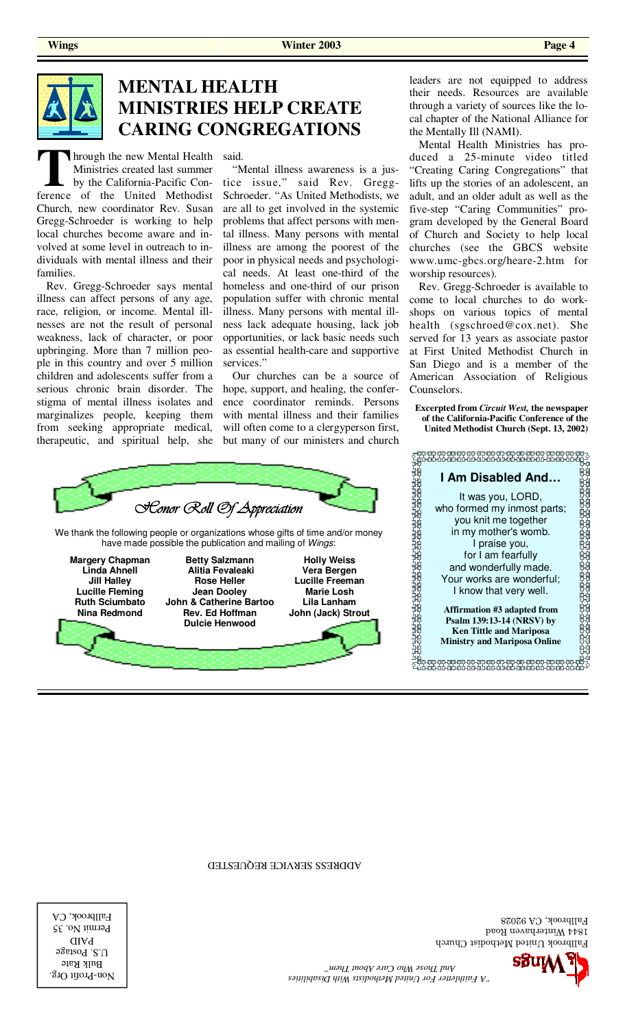## MENTAL HEALTH MINISTRIES HELP CREATE CARING CONGREGATIONS

Through the new Mental Health Ministries created last summer by the California-Pacific Conference of the United Methodist Church, new coordinator Rev. Susan Gregg-Schroeder is working to help local churches become aware and involved at some level in outreach to individuals with mental illness and their families.

Rev. Gregg-Schroeder says mental illness can affect persons of any age, race, religion, or income. Mental illnesses are not the result of personal weakness, lack of character, or poor upbringing. More than 7 million people in this country and over 5 million children and adolescents suffer from a serious chronic brain disorder. The stigma of mental illness isolates and marginalizes people, keeping them from seeking appropriate medical, therapeutic, and spiritual help, she said.

"Mental illness awareness is a justice issue," said Rev. Gregg-Schroeder. "As United Methodists, we are all to get involved in the systemic problems that affect persons with mental illness. Many persons with mental illness are among the poorest of the poor in physical needs and psychological needs. At least one-third of the homeless and one-third of our prison population suffer with chronic mental illness. Many persons with mental illness lack adequate housing, lack job opportunities, or lack basic needs such as essential health-care and supportive services."

Our churches can be a source of hope, support, and healing, the conference coordinator reminds. Persons with mental illness and their families will often come to a clergyperson first, but many of our ministers and church leaders are not equipped to address their needs. Resources are available through a variety of sources like the local chapter of the National Alliance for the Mentally Ill (NAMI).

Mental Health Ministries has produced a 25-minute video titled "Creating Caring Congregations" that lifts up the stories of an adolescent, an adult, and an older adult as well as the five-step "Caring Communities" program developed by the General Board of Church and Society to help local churches (see the GBCS website www.umc-gbcs.org/heare-2.htm for worship resources).

Rev. Gregg-Schroeder is available to come to local churches to do workshops on various topics of mental health (sgschroed@cox.net). She served for 13 years as associate pastor at First United Methodist Church in San Diego and is a member of the American Association of Religious Counselors.

**Excerpted from *Circuit West,* the newspaper of the California-Pacific Conference of the United Methodist Church (Sept. 13, 2002)**

### *Honor Roll Of Appreciation*

We thank the following people or organizations whose gifts of time and/or money have made possible the publication and mailing of *Wings*:

| | | |
|---|---|---|
| **Margery Chapman** | **Betty Salzmann** | **Holly Weiss** |
| **Linda Ahnell** | **Alitia Fevaleaki** | **Vera Bergen** |
| **Jill Halley** | **Rose Heller** | **Lucille Freeman** |
| **Lucille Fleming** | **Jean Dooley** | **Marie Losh** |
| **Ruth Sciumbato** | **John & Catherine Bartoo** | **Lila Lanham** |
| **Nina Redmond** | **Rev. Ed Hoffman** | **John (Jack) Strout** |
| | **Dulcie Henwood** | |

### I Am Disabled And…

It was you, LORD,
who formed my inmost parts;
you knit me together
in my mother's womb.
I praise you,
for I am fearfully
and wonderfully made.
Your works are wonderful;
I know that very well.

**Affirmation #3 adapted from Psalm 139:13-14 (NRSV) by Ken Tittle and Mariposa Ministry and Mariposa Online**

ADDRESS SERVICE REQUESTED

Wings
*"A Faithletter For United Methodists With Disabilities And Those Who Care About Them"*

Fallbrook United Methodist Church
1844 Winterhaven Road
Fallbrook, CA 92028

Non-Profit Org.
Bulk Rate
U.S. Postage
PAID
Permit No. 35
Fallbrook, CA